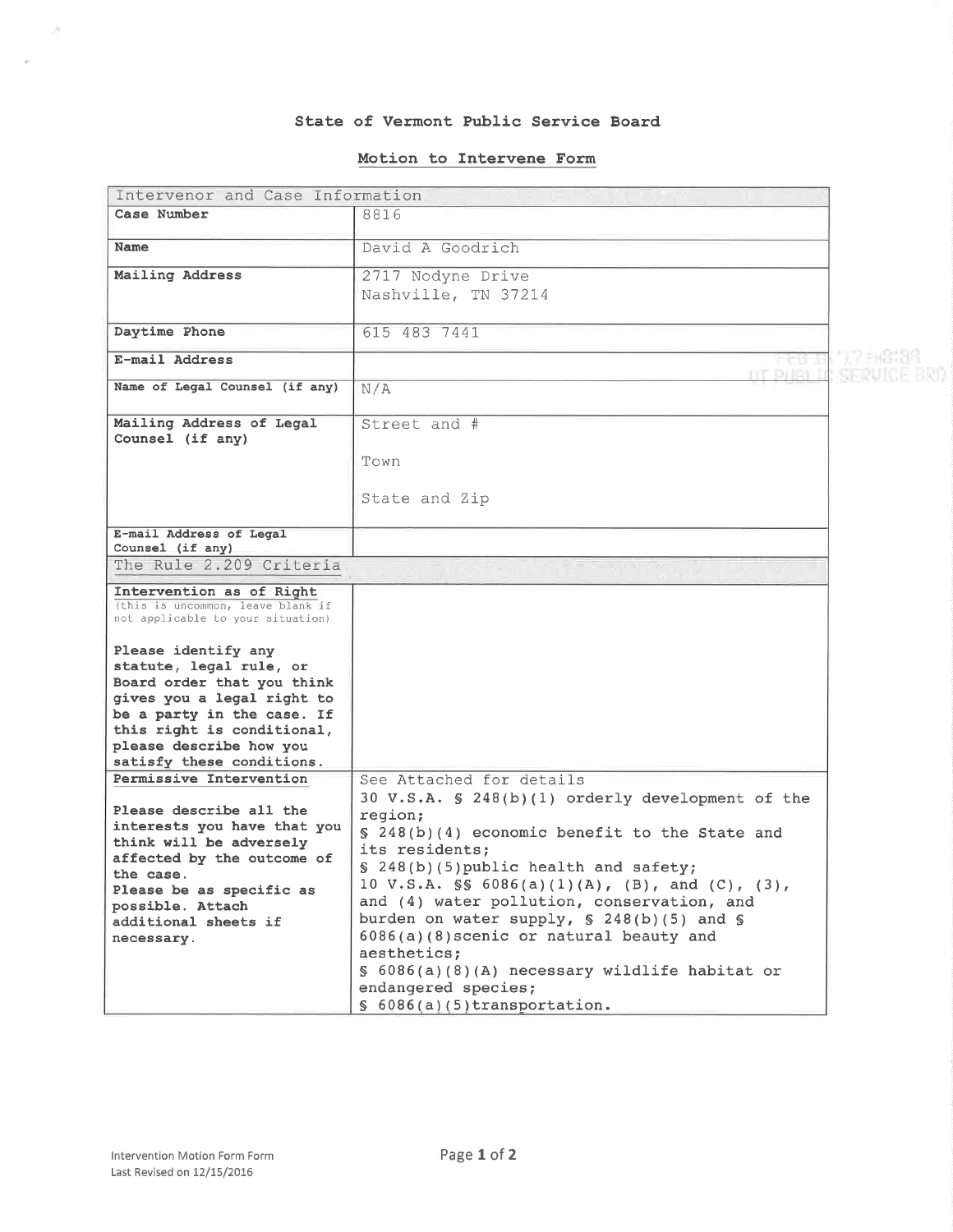# State of Vermont Public Service Board

## Motion to Intervene Form

| Intervenor and Case Information | |
|---|---|
| **Case Number** | 8816 |
| **Name** | David A Goodrich |
| **Mailing Address** | 2717 Nodyne Drive<br>Nashville, TN 37214 |
| **Daytime Phone** | 615 483 7441 |
| **E-mail Address** | |
| **Name of Legal Counsel (if any)** | N/A |
| **Mailing Address of Legal Counsel (if any)** | Street and #<br><br>Town<br><br>State and Zip |
| **E-mail Address of Legal Counsel (if any)** | |
| The Rule 2.209 Criteria | |
| **Intervention as of Right**<br>(this is uncommon, leave blank if not applicable to your situation)<br><br>**Please identify any statute, legal rule, or Board order that you think gives you a legal right to be a party in the case. If this right is conditional, please describe how you satisfy these conditions.** | |
| **Permissive Intervention**<br><br>**Please describe all the interests you have that you think will be adversely affected by the outcome of the case.**<br>**Please be as specific as possible. Attach additional sheets if necessary.** | See Attached for details<br>30 V.S.A. § 248(b)(1) orderly development of the region;<br>§ 248(b)(4) economic benefit to the State and its residents;<br>§ 248(b)(5)public health and safety;<br>10 V.S.A. §§ 6086(a)(1)(A), (B), and (C), (3), and (4) water pollution, conservation, and burden on water supply, § 248(b)(5) and § 6086(a)(8)scenic or natural beauty and aesthetics;<br>§ 6086(a)(8)(A) necessary wildlife habitat or endangered species;<br>§ 6086(a)(5)transportation. |

FEB 16 '17 PM3:38
VT PUBLIC SERVICE BRD

Intervention Motion Form Form
Last Revised on 12/15/2016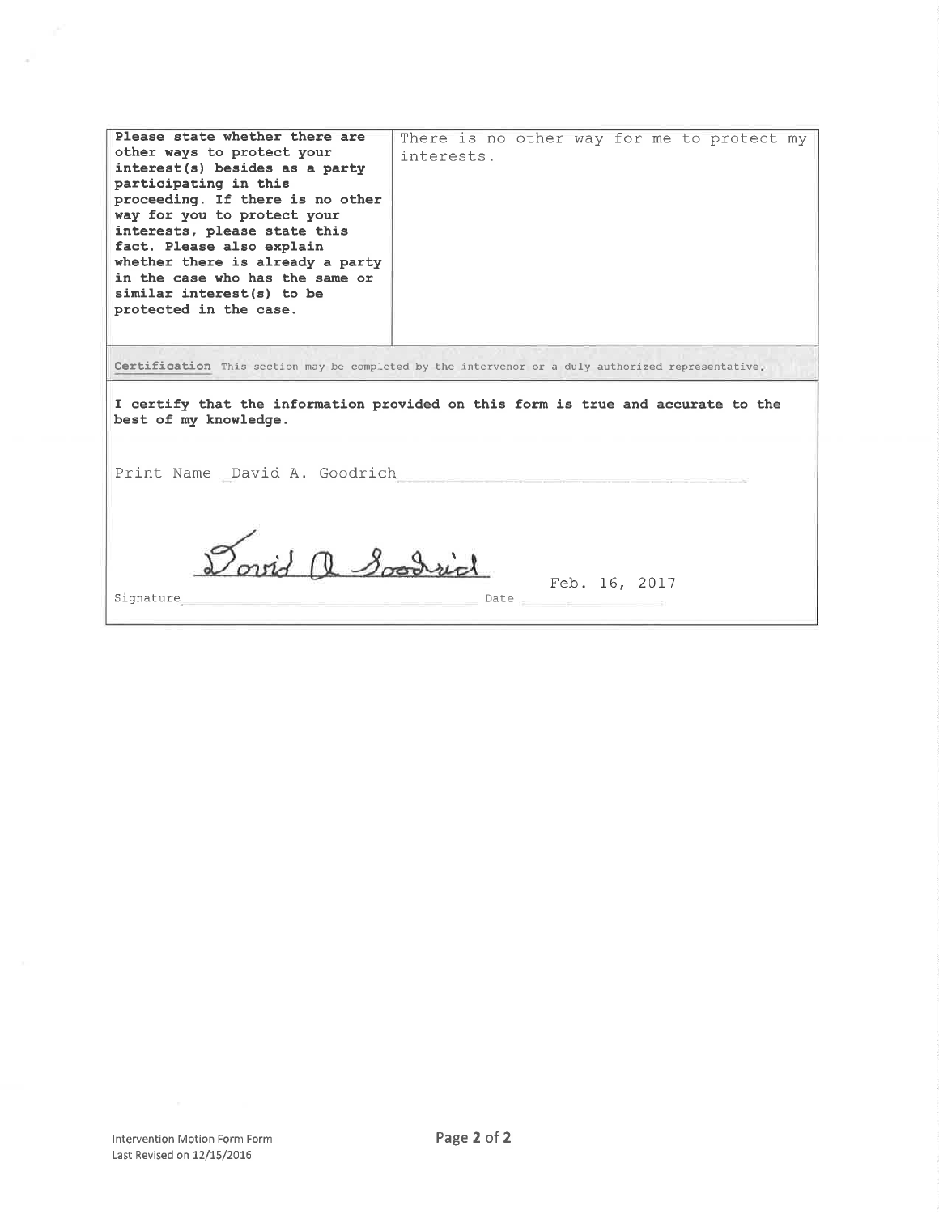| **Please state whether there are other ways to protect your interest(s) besides as a party participating in this proceeding. If there is no other way for you to protect your interests, please state this fact. Please also explain whether there is already a party in the case who has the same or similar interest(s) to be protected in the case.** | There is no other way for me to protect my interests. |
| --- | --- |

**Certification** This section may be completed by the intervenor or a duly authorized representative.

**I certify that the information provided on this form is true and accurate to the best of my knowledge.**

Print Name David A. Goodrich

Signature David A Goodrich

Date Feb. 16, 2017

Intervention Motion Form Form
Last Revised on 12/15/2016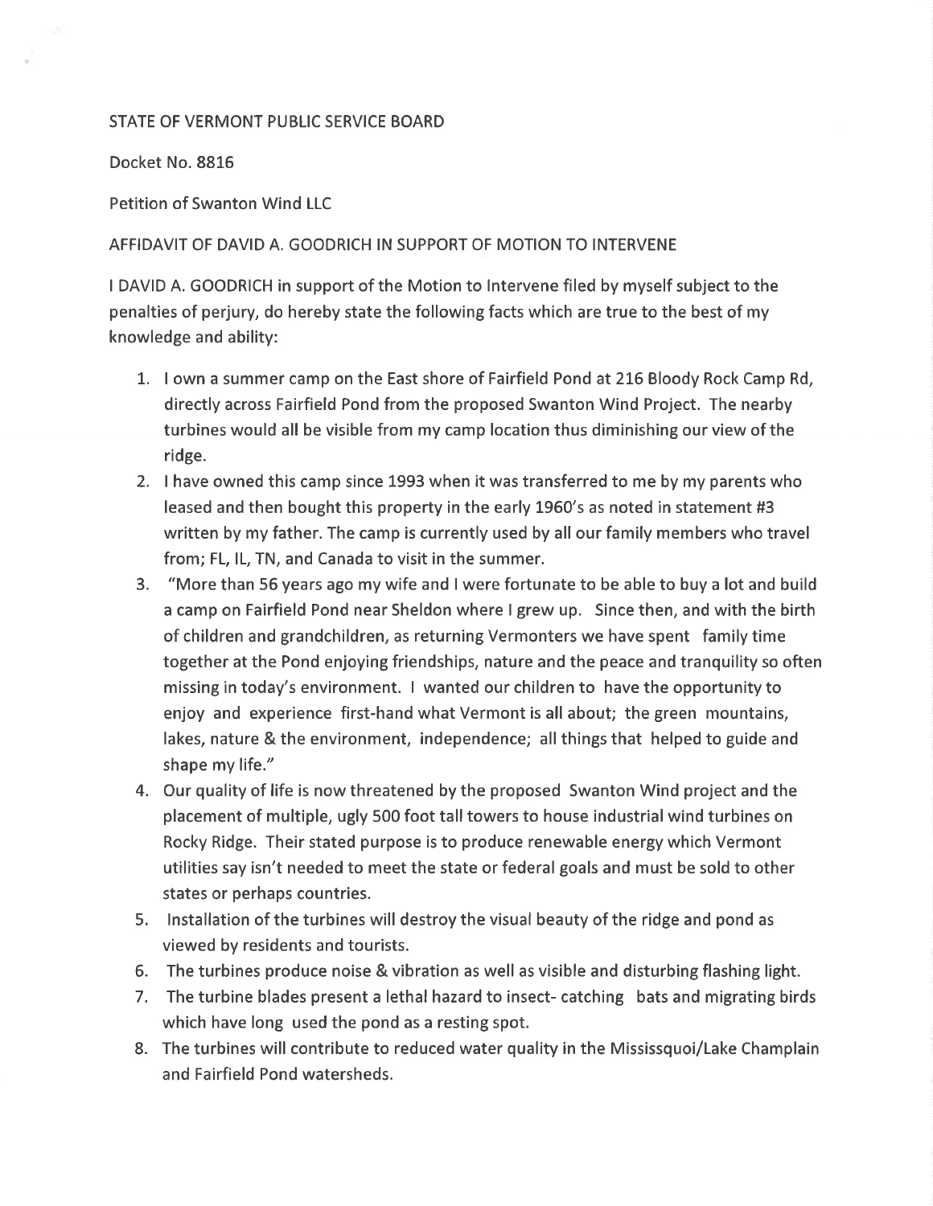STATE OF VERMONT PUBLIC SERVICE BOARD

Docket No. 8816

Petition of Swanton Wind LLC

AFFIDAVIT OF DAVID A. GOODRICH IN SUPPORT OF MOTION TO INTERVENE

I DAVID A. GOODRICH in support of the Motion to Intervene filed by myself subject to the penalties of perjury, do hereby state the following facts which are true to the best of my knowledge and ability:

1. I own a summer camp on the East shore of Fairfield Pond at 216 Bloody Rock Camp Rd, directly across Fairfield Pond from the proposed Swanton Wind Project. The nearby turbines would all be visible from my camp location thus diminishing our view of the ridge.
2. I have owned this camp since 1993 when it was transferred to me by my parents who leased and then bought this property in the early 1960's as noted in statement #3 written by my father. The camp is currently used by all our family members who travel from; FL, IL, TN, and Canada to visit in the summer.
3. "More than 56 years ago my wife and I were fortunate to be able to buy a lot and build a camp on Fairfield Pond near Sheldon where I grew up. Since then, and with the birth of children and grandchildren, as returning Vermonters we have spent family time together at the Pond enjoying friendships, nature and the peace and tranquility so often missing in today's environment. I wanted our children to have the opportunity to enjoy and experience first-hand what Vermont is all about; the green mountains, lakes, nature & the environment, independence; all things that helped to guide and shape my life."
4. Our quality of life is now threatened by the proposed Swanton Wind project and the placement of multiple, ugly 500 foot tall towers to house industrial wind turbines on Rocky Ridge. Their stated purpose is to produce renewable energy which Vermont utilities say isn't needed to meet the state or federal goals and must be sold to other states or perhaps countries.
5. Installation of the turbines will destroy the visual beauty of the ridge and pond as viewed by residents and tourists.
6. The turbines produce noise & vibration as well as visible and disturbing flashing light.
7. The turbine blades present a lethal hazard to insect- catching bats and migrating birds which have long used the pond as a resting spot.
8. The turbines will contribute to reduced water quality in the Mississquoi/Lake Champlain and Fairfield Pond watersheds.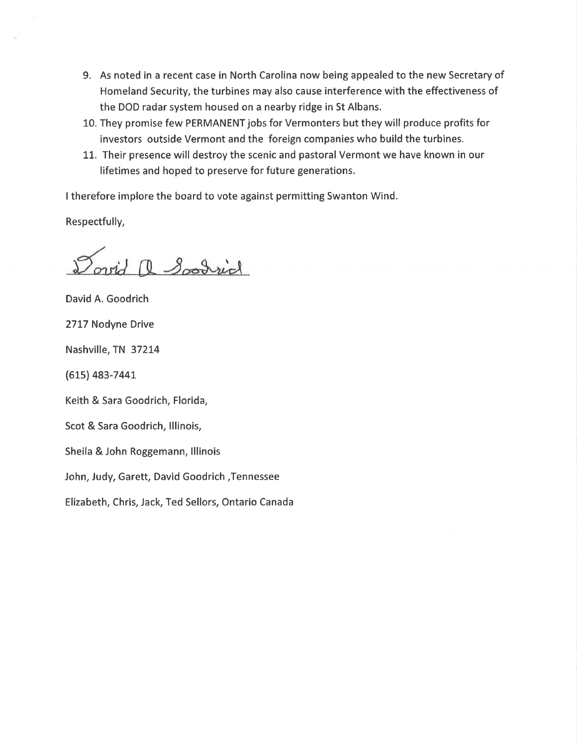9. As noted in a recent case in North Carolina now being appealed to the new Secretary of Homeland Security, the turbines may also cause interference with the effectiveness of the DOD radar system housed on a nearby ridge in St Albans.
10. They promise few PERMANENT jobs for Vermonters but they will produce profits for investors outside Vermont and the foreign companies who build the turbines.
11. Their presence will destroy the scenic and pastoral Vermont we have known in our lifetimes and hoped to preserve for future generations.

I therefore implore the board to vote against permitting Swanton Wind.

Respectfully,

David A. Goodrich

2717 Nodyne Drive

Nashville, TN 37214

(615) 483-7441

Keith & Sara Goodrich, Florida,

Scot & Sara Goodrich, Illinois,

Sheila & John Roggemann, Illinois

John, Judy, Garett, David Goodrich ,Tennessee

Elizabeth, Chris, Jack, Ted Sellors, Ontario Canada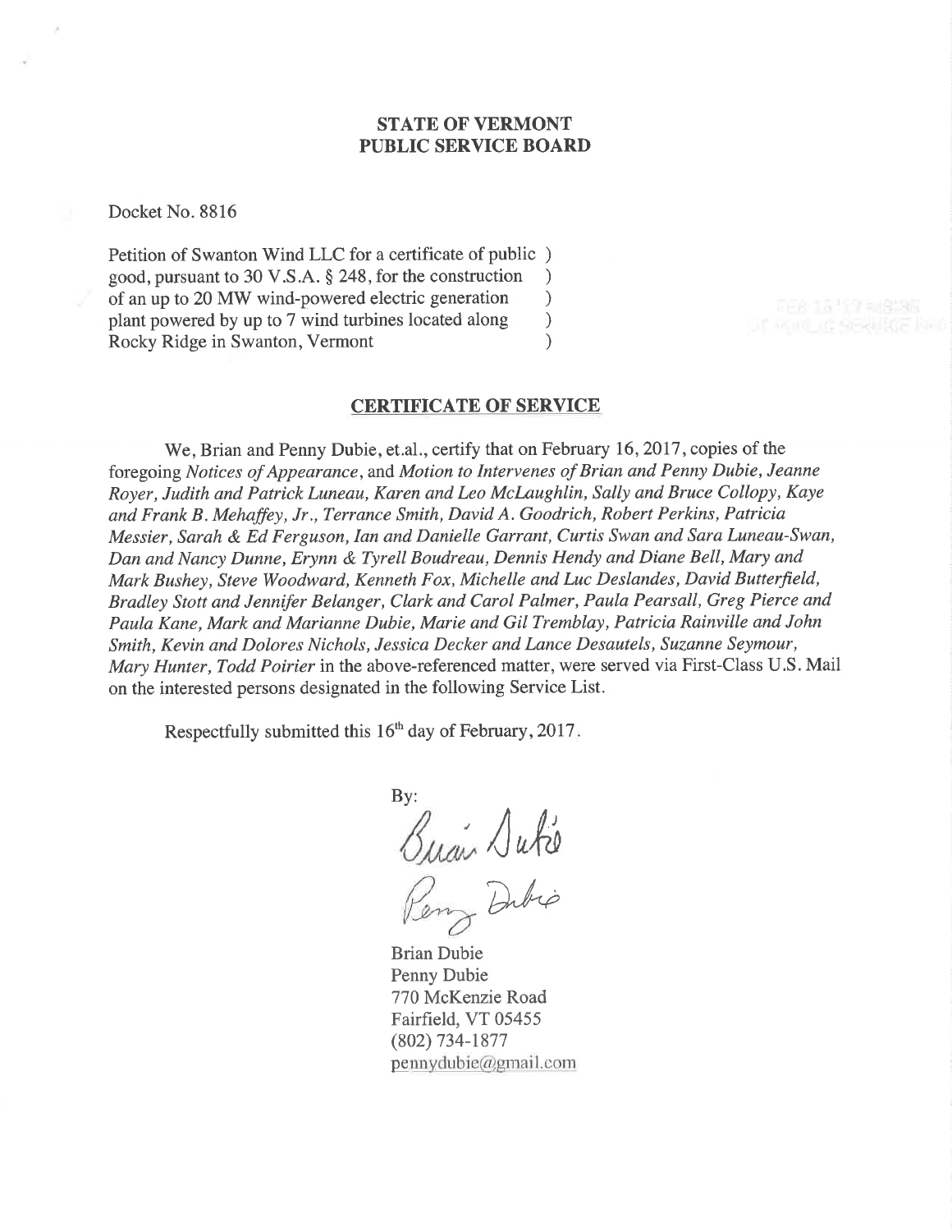**STATE OF VERMONT**
**PUBLIC SERVICE BOARD**

Docket No. 8816

Petition of Swanton Wind LLC for a certificate of public )
good, pursuant to 30 V.S.A. § 248, for the construction )
of an up to 20 MW wind-powered electric generation )
plant powered by up to 7 wind turbines located along )
Rocky Ridge in Swanton, Vermont )

## CERTIFICATE OF SERVICE

We, Brian and Penny Dubie, et.al., certify that on February 16, 2017, copies of the foregoing *Notices of Appearance*, and *Motion to Intervenes of Brian and Penny Dubie, Jeanne Royer, Judith and Patrick Luneau, Karen and Leo McLaughlin, Sally and Bruce Collopy, Kaye and Frank B. Mehaffey, Jr., Terrance Smith, David A. Goodrich, Robert Perkins, Patricia Messier, Sarah & Ed Ferguson, Ian and Danielle Garrant, Curtis Swan and Sara Luneau-Swan, Dan and Nancy Dunne, Erynn & Tyrell Boudreau, Dennis Hendy and Diane Bell, Mary and Mark Bushey, Steve Woodward, Kenneth Fox, Michelle and Luc Deslandes, David Butterfield, Bradley Stott and Jennifer Belanger, Clark and Carol Palmer, Paula Pearsall, Greg Pierce and Paula Kane, Mark and Marianne Dubie, Marie and Gil Tremblay, Patricia Rainville and John Smith, Kevin and Dolores Nichols, Jessica Decker and Lance Desautels, Suzanne Seymour, Mary Hunter, Todd Poirier* in the above-referenced matter, were served via First-Class U.S. Mail on the interested persons designated in the following Service List.

Respectfully submitted this 16th day of February, 2017.

By:

Brian Dubie
Penny Dubie
770 McKenzie Road
Fairfield, VT 05455
(802) 734-1877
pennydubie@gmail.com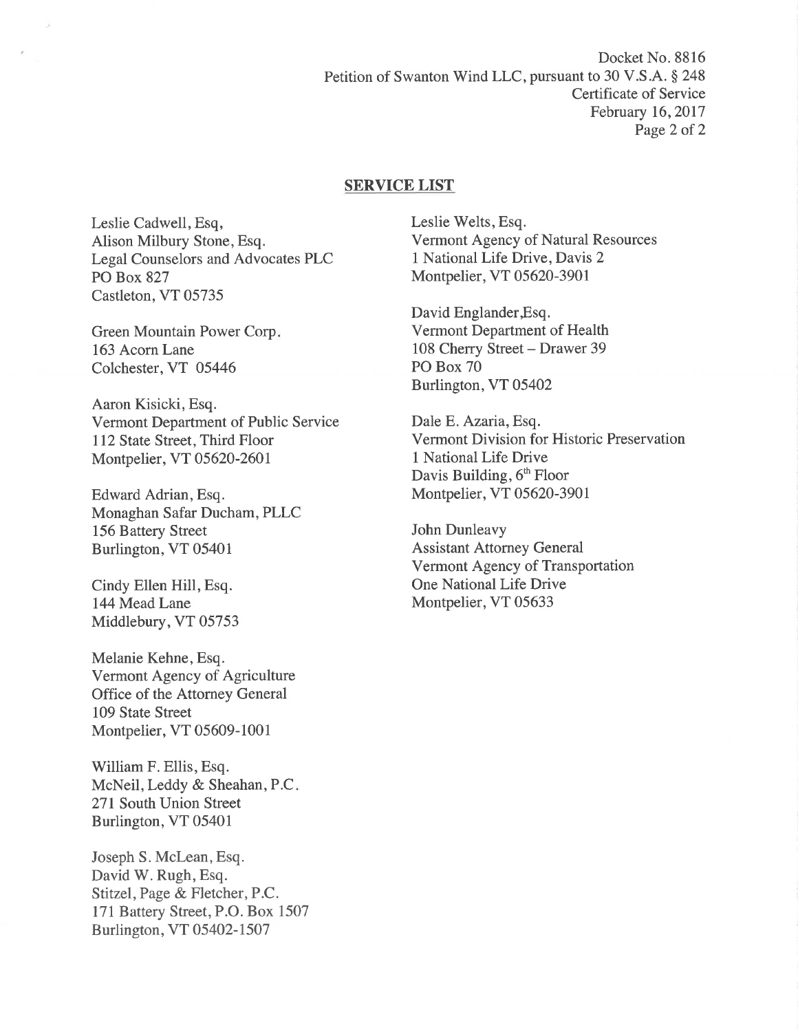## SERVICE LIST

Leslie Cadwell, Esq,
Alison Milbury Stone, Esq.
Legal Counselors and Advocates PLC
PO Box 827
Castleton, VT 05735

Green Mountain Power Corp.
163 Acorn Lane
Colchester, VT 05446

Aaron Kisicki, Esq.
Vermont Department of Public Service
112 State Street, Third Floor
Montpelier, VT 05620-2601

Edward Adrian, Esq.
Monaghan Safar Ducham, PLLC
156 Battery Street
Burlington, VT 05401

Cindy Ellen Hill, Esq.
144 Mead Lane
Middlebury, VT 05753

Melanie Kehne, Esq.
Vermont Agency of Agriculture
Office of the Attorney General
109 State Street
Montpelier, VT 05609-1001

William F. Ellis, Esq.
McNeil, Leddy & Sheahan, P.C.
271 South Union Street
Burlington, VT 05401

Joseph S. McLean, Esq.
David W. Rugh, Esq.
Stitzel, Page & Fletcher, P.C.
171 Battery Street, P.O. Box 1507
Burlington, VT 05402-1507

Leslie Welts, Esq.
Vermont Agency of Natural Resources
1 National Life Drive, Davis 2
Montpelier, VT 05620-3901

David Englander,Esq.
Vermont Department of Health
108 Cherry Street – Drawer 39
PO Box 70
Burlington, VT 05402

Dale E. Azaria, Esq.
Vermont Division for Historic Preservation
1 National Life Drive
Davis Building, 6th Floor
Montpelier, VT 05620-3901

John Dunleavy
Assistant Attorney General
Vermont Agency of Transportation
One National Life Drive
Montpelier, VT 05633